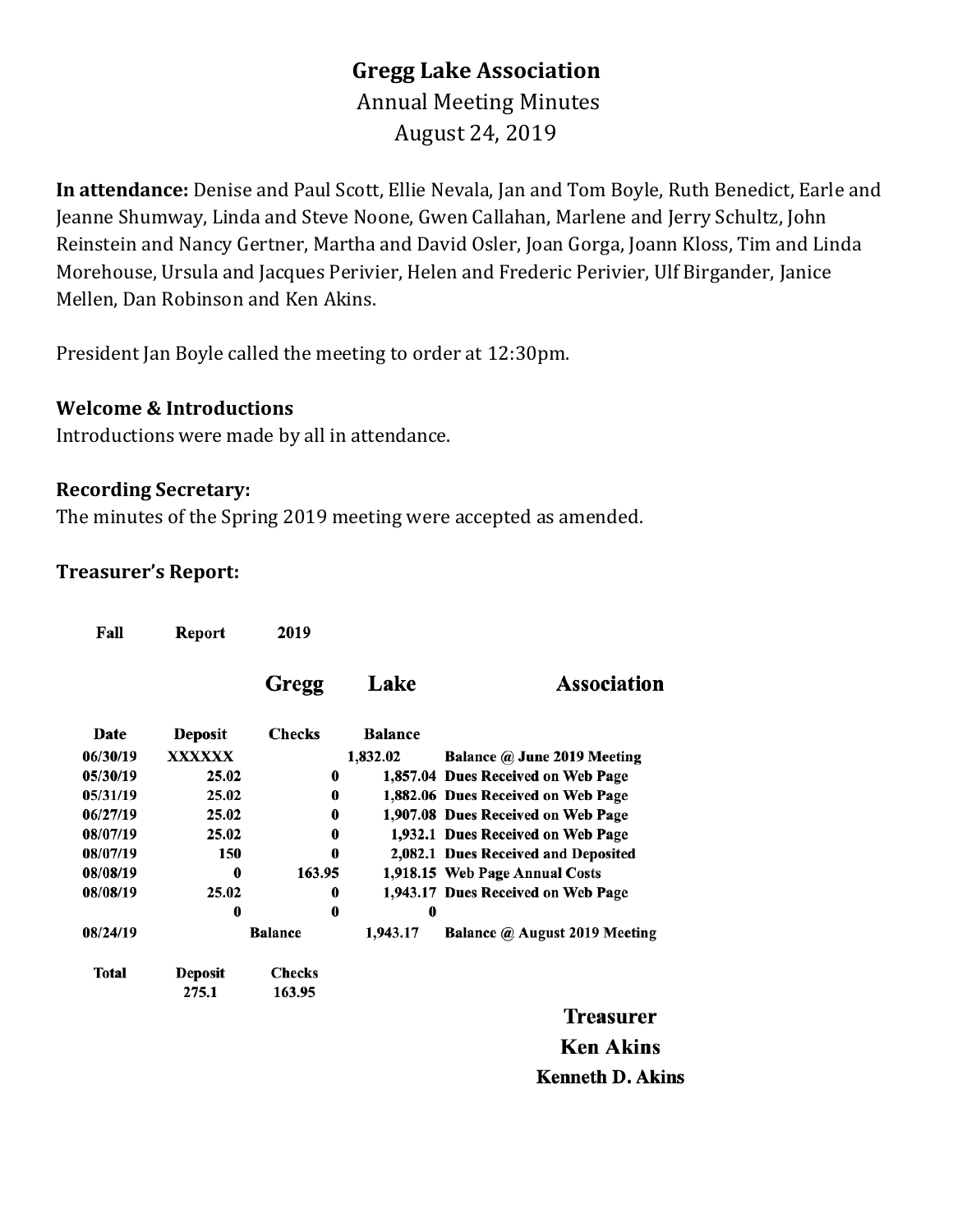# Gregg Lake Association

Annual Meeting Minutes

August 24, 2019

**In attendance:** Denise and Paul Scott, Ellie Nevala, Jan and Tom Boyle, Ruth Benedict, Earle and Jeanne Shumway, Linda and Steve Noone, Gwen Callahan, Marlene and Jerry Schultz, John Reinstein and Nancy Gertner, Martha and David Osler, Joan Gorga, Joann Kloss, Tim and Linda Morehouse, Ursula and Jacques Perivier, Helen and Frederic Perivier, Ulf Birgander, Janice Mellen, Dan Robinson and Ken Akins.

President Jan Boyle called the meeting to order at 12:30pm.

### Welcome & Introductions

Introductions were made by all in attendance.

### Recording Secretary:

The minutes of the Spring 2019 meeting were accepted as amended.

### Treasurer's Report:

**Fall Report 2019**

**Gregg Lake Association**

| Date | Deposit | Checks | Balance | |
|---|---|---|---|---|
| 06/30/19 | XXXXXX | | 1,832.02 | Balance @ June 2019 Meeting |
| 05/30/19 | 25.02 | 0 | 1,857.04 | Dues Received on Web Page |
| 05/31/19 | 25.02 | 0 | 1,882.06 | Dues Received on Web Page |
| 06/27/19 | 25.02 | 0 | 1,907.08 | Dues Received on Web Page |
| 08/07/19 | 25.02 | 0 | 1,932.1 | Dues Received on Web Page |
| 08/07/19 | 150 | 0 | 2,082.1 | Dues Received and Deposited |
| 08/08/19 | 0 | 163.95 | 1,918.15 | Web Page Annual Costs |
| 08/08/19 | 25.02 | 0 | 1,943.17 | Dues Received on Web Page |
| | 0 | 0 | 0 | |
| 08/24/19 | | Balance | 1,943.17 | Balance @ August 2019 Meeting |
| **Total** | **Deposit** | **Checks** | | |
| | 275.1 | 163.95 | | |

**Treasurer**
**Ken Akins**
**Kenneth D. Akins**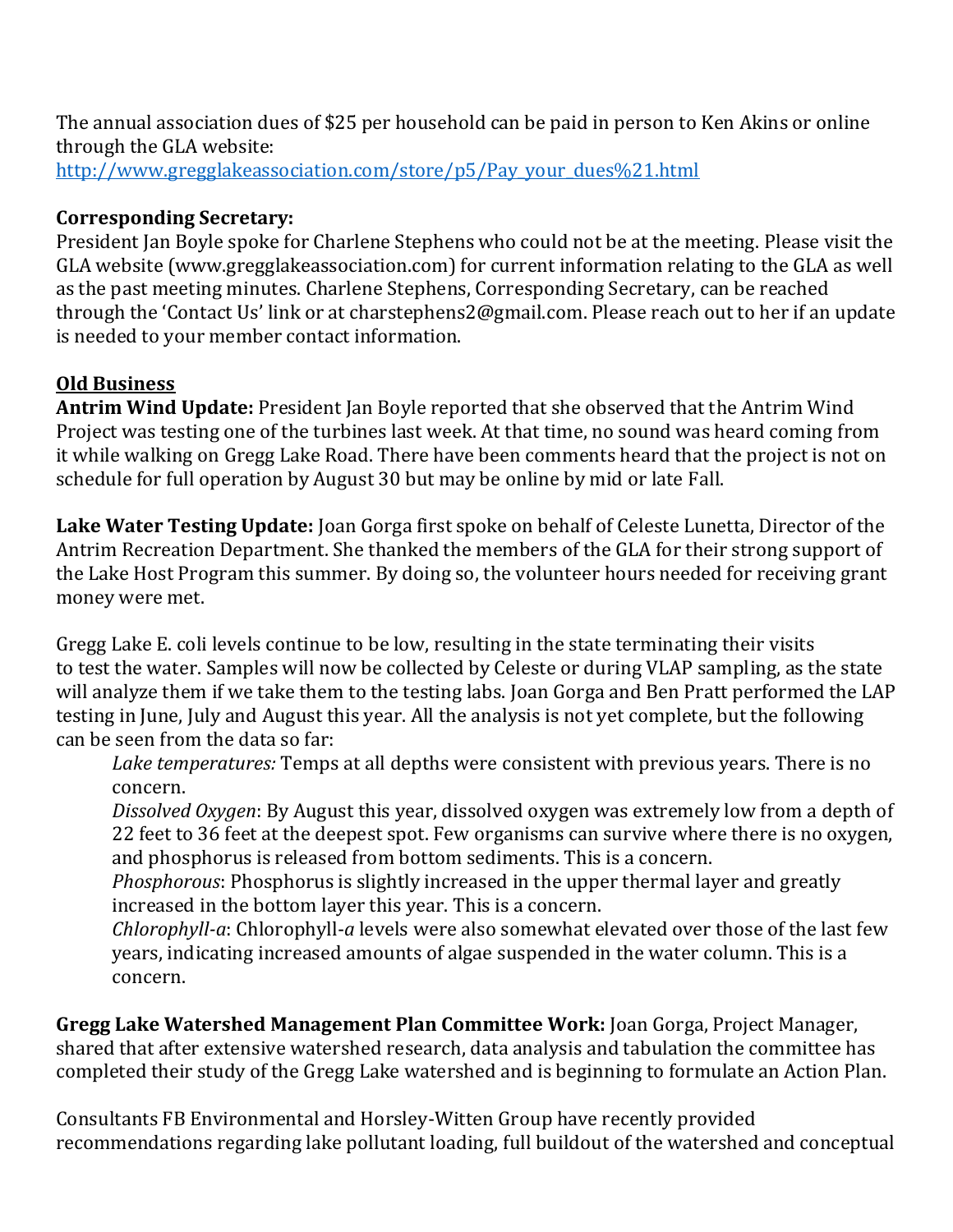The annual association dues of $25 per household can be paid in person to Ken Akins or online through the GLA website:
[http://www.gregglakeassociation.com/store/p5/Pay_your_dues%21.html](http://www.gregglakeassociation.com/store/p5/Pay_your_dues%21.html)

**Corresponding Secretary:**
President Jan Boyle spoke for Charlene Stephens who could not be at the meeting. Please visit the GLA website (www.gregglakeassociation.com) for current information relating to the GLA as well as the past meeting minutes. Charlene Stephens, Corresponding Secretary, can be reached through the 'Contact Us' link or at charstephens2@gmail.com. Please reach out to her if an update is needed to your member contact information.

**Old Business**

**Antrim Wind Update:** President Jan Boyle reported that she observed that the Antrim Wind Project was testing one of the turbines last week. At that time, no sound was heard coming from it while walking on Gregg Lake Road. There have been comments heard that the project is not on schedule for full operation by August 30 but may be online by mid or late Fall.

**Lake Water Testing Update:** Joan Gorga first spoke on behalf of Celeste Lunetta, Director of the Antrim Recreation Department. She thanked the members of the GLA for their strong support of the Lake Host Program this summer. By doing so, the volunteer hours needed for receiving grant money were met.

Gregg Lake E. coli levels continue to be low, resulting in the state terminating their visits to test the water. Samples will now be collected by Celeste or during VLAP sampling, as the state will analyze them if we take them to the testing labs. Joan Gorga and Ben Pratt performed the LAP testing in June, July and August this year. All the analysis is not yet complete, but the following can be seen from the data so far:

> *Lake temperatures:* Temps at all depths were consistent with previous years. There is no concern.
> *Dissolved Oxygen*: By August this year, dissolved oxygen was extremely low from a depth of 22 feet to 36 feet at the deepest spot. Few organisms can survive where there is no oxygen, and phosphorus is released from bottom sediments. This is a concern.
> *Phosphorous*: Phosphorus is slightly increased in the upper thermal layer and greatly increased in the bottom layer this year. This is a concern.
> *Chlorophyll-a*: Chlorophyll-*a* levels were also somewhat elevated over those of the last few years, indicating increased amounts of algae suspended in the water column. This is a concern.

**Gregg Lake Watershed Management Plan Committee Work:** Joan Gorga, Project Manager, shared that after extensive watershed research, data analysis and tabulation the committee has completed their study of the Gregg Lake watershed and is beginning to formulate an Action Plan.

Consultants FB Environmental and Horsley-Witten Group have recently provided recommendations regarding lake pollutant loading, full buildout of the watershed and conceptual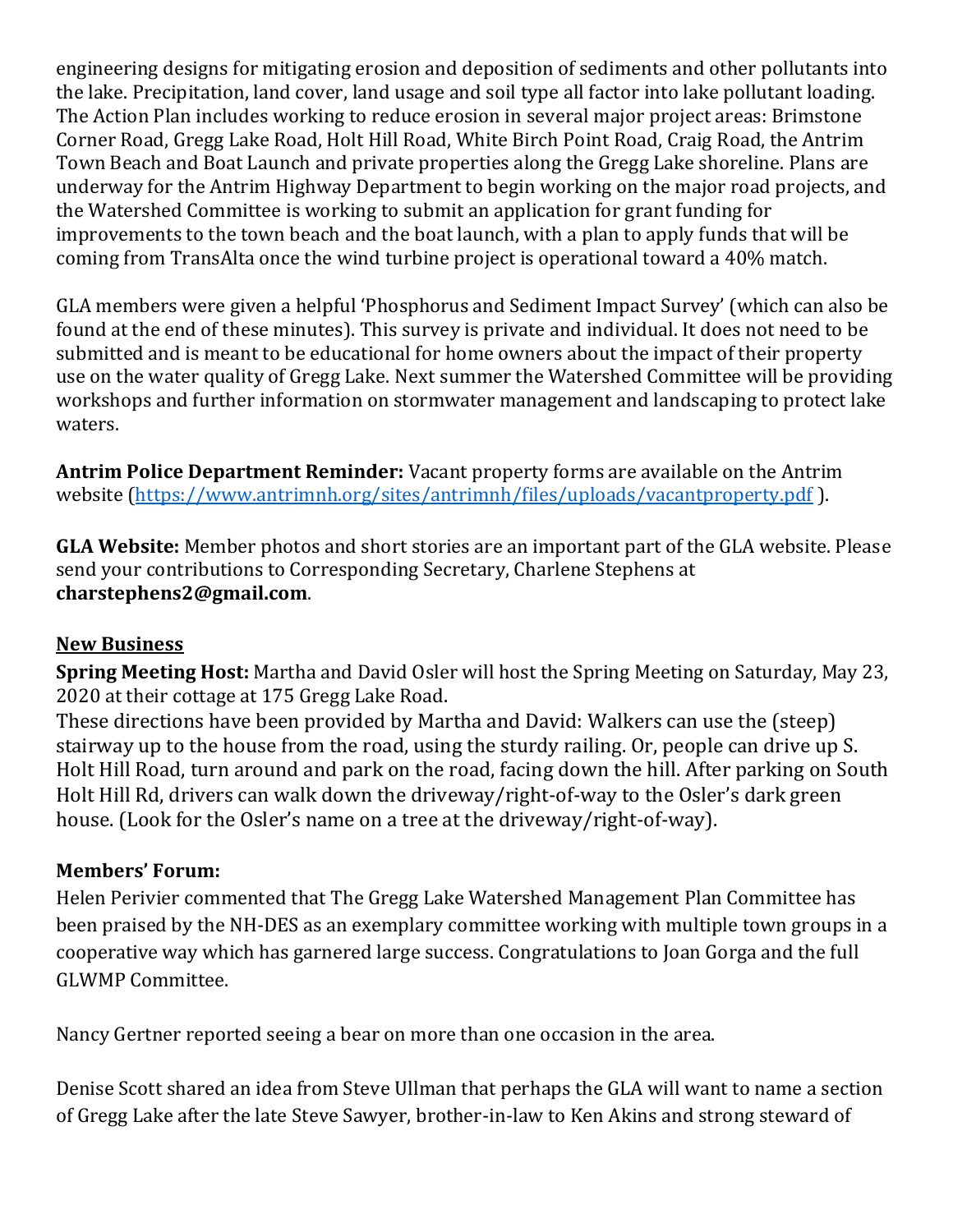engineering designs for mitigating erosion and deposition of sediments and other pollutants into the lake. Precipitation, land cover, land usage and soil type all factor into lake pollutant loading. The Action Plan includes working to reduce erosion in several major project areas: Brimstone Corner Road, Gregg Lake Road, Holt Hill Road, White Birch Point Road, Craig Road, the Antrim Town Beach and Boat Launch and private properties along the Gregg Lake shoreline. Plans are underway for the Antrim Highway Department to begin working on the major road projects, and the Watershed Committee is working to submit an application for grant funding for improvements to the town beach and the boat launch, with a plan to apply funds that will be coming from TransAlta once the wind turbine project is operational toward a 40% match.

GLA members were given a helpful 'Phosphorus and Sediment Impact Survey' (which can also be found at the end of these minutes). This survey is private and individual. It does not need to be submitted and is meant to be educational for home owners about the impact of their property use on the water quality of Gregg Lake. Next summer the Watershed Committee will be providing workshops and further information on stormwater management and landscaping to protect lake waters.

**Antrim Police Department Reminder:** Vacant property forms are available on the Antrim website (https://www.antrimnh.org/sites/antrimnh/files/uploads/vacantproperty.pdf ).

**GLA Website:** Member photos and short stories are an important part of the GLA website. Please send your contributions to Corresponding Secretary, Charlene Stephens at **charstephens2@gmail.com**.

## New Business

**Spring Meeting Host:** Martha and David Osler will host the Spring Meeting on Saturday, May 23, 2020 at their cottage at 175 Gregg Lake Road.
These directions have been provided by Martha and David: Walkers can use the (steep) stairway up to the house from the road, using the sturdy railing. Or, people can drive up S. Holt Hill Road, turn around and park on the road, facing down the hill. After parking on South Holt Hill Rd, drivers can walk down the driveway/right-of-way to the Osler's dark green house. (Look for the Osler's name on a tree at the driveway/right-of-way).

### Members' Forum:

Helen Perivier commented that The Gregg Lake Watershed Management Plan Committee has been praised by the NH-DES as an exemplary committee working with multiple town groups in a cooperative way which has garnered large success. Congratulations to Joan Gorga and the full GLWMP Committee.

Nancy Gertner reported seeing a bear on more than one occasion in the area.

Denise Scott shared an idea from Steve Ullman that perhaps the GLA will want to name a section of Gregg Lake after the late Steve Sawyer, brother-in-law to Ken Akins and strong steward of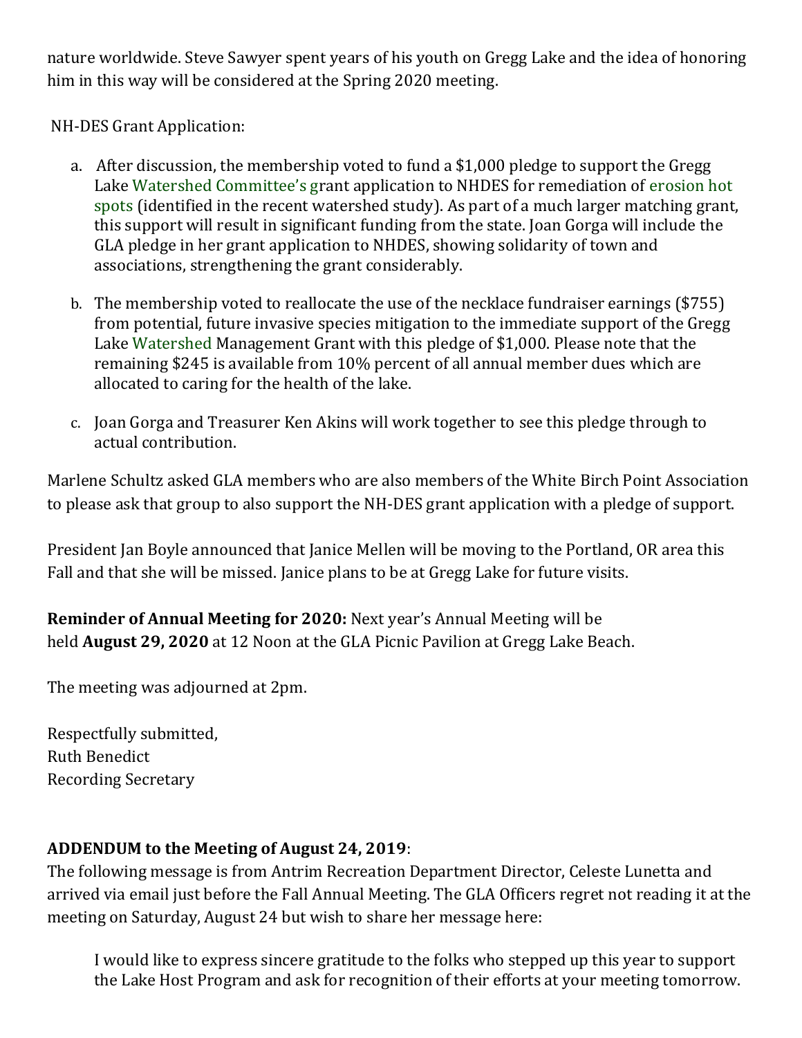nature worldwide. Steve Sawyer spent years of his youth on Gregg Lake and the idea of honoring him in this way will be considered at the Spring 2020 meeting.

NH-DES Grant Application:

a. After discussion, the membership voted to fund a $1,000 pledge to support the Gregg Lake Watershed Committee's grant application to NHDES for remediation of erosion hot spots (identified in the recent watershed study). As part of a much larger matching grant, this support will result in significant funding from the state. Joan Gorga will include the GLA pledge in her grant application to NHDES, showing solidarity of town and associations, strengthening the grant considerably.

b. The membership voted to reallocate the use of the necklace fundraiser earnings ($755) from potential, future invasive species mitigation to the immediate support of the Gregg Lake Watershed Management Grant with this pledge of $1,000. Please note that the remaining $245 is available from 10% percent of all annual member dues which are allocated to caring for the health of the lake.

c. Joan Gorga and Treasurer Ken Akins will work together to see this pledge through to actual contribution.

Marlene Schultz asked GLA members who are also members of the White Birch Point Association to please ask that group to also support the NH-DES grant application with a pledge of support.

President Jan Boyle announced that Janice Mellen will be moving to the Portland, OR area this Fall and that she will be missed. Janice plans to be at Gregg Lake for future visits.

**Reminder of Annual Meeting for 2020:** Next year's Annual Meeting will be held **August 29, 2020** at 12 Noon at the GLA Picnic Pavilion at Gregg Lake Beach.

The meeting was adjourned at 2pm.

Respectfully submitted,
Ruth Benedict
Recording Secretary

**ADDENDUM to the Meeting of August 24, 2019**:
The following message is from Antrim Recreation Department Director, Celeste Lunetta and arrived via email just before the Fall Annual Meeting. The GLA Officers regret not reading it at the meeting on Saturday, August 24 but wish to share her message here:

> I would like to express sincere gratitude to the folks who stepped up this year to support the Lake Host Program and ask for recognition of their efforts at your meeting tomorrow.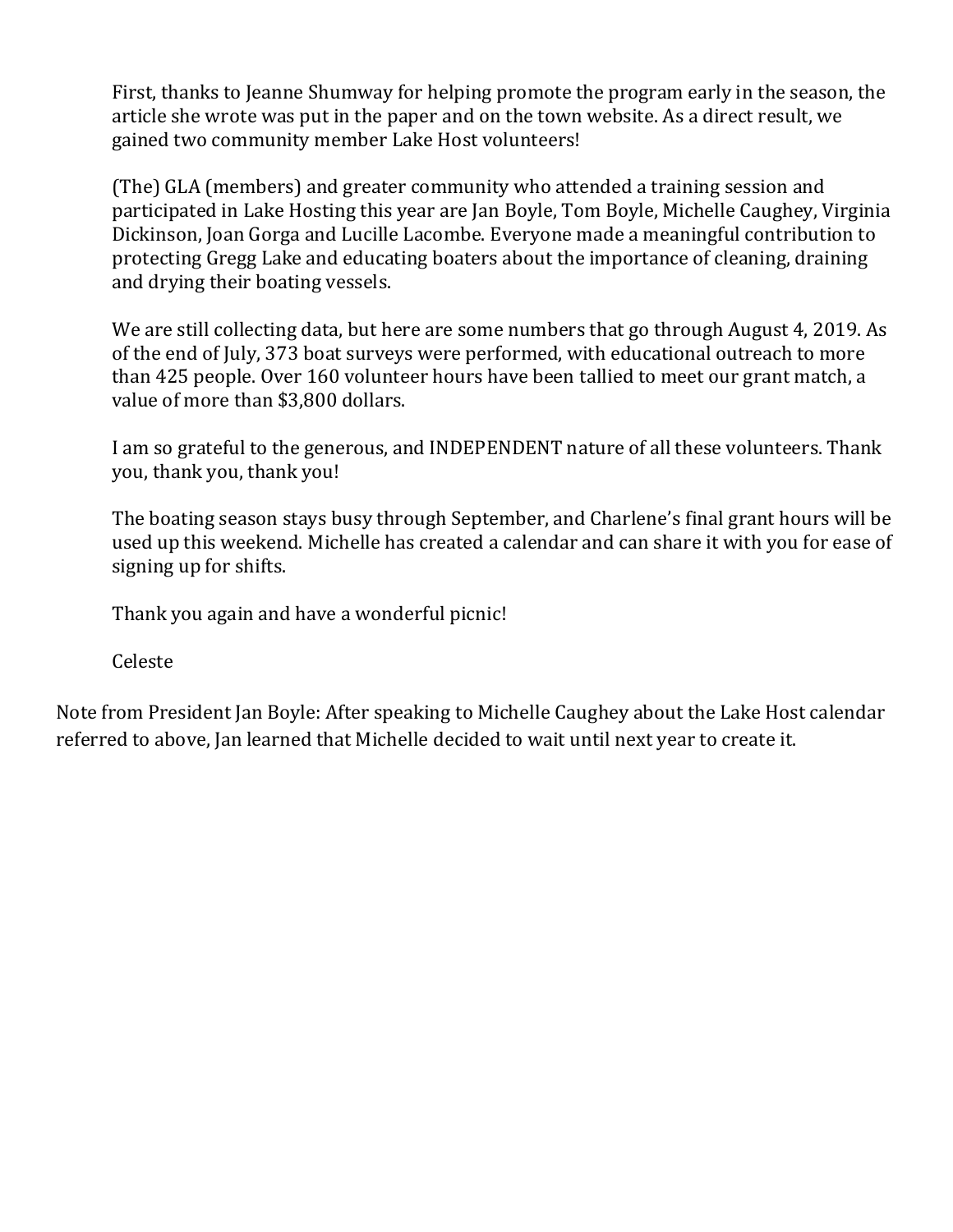First, thanks to Jeanne Shumway for helping promote the program early in the season, the article she wrote was put in the paper and on the town website. As a direct result, we gained two community member Lake Host volunteers!

(The) GLA (members) and greater community who attended a training session and participated in Lake Hosting this year are Jan Boyle, Tom Boyle, Michelle Caughey, Virginia Dickinson, Joan Gorga and Lucille Lacombe. Everyone made a meaningful contribution to protecting Gregg Lake and educating boaters about the importance of cleaning, draining and drying their boating vessels.

We are still collecting data, but here are some numbers that go through August 4, 2019. As of the end of July, 373 boat surveys were performed, with educational outreach to more than 425 people. Over 160 volunteer hours have been tallied to meet our grant match, a value of more than $3,800 dollars.

I am so grateful to the generous, and INDEPENDENT nature of all these volunteers. Thank you, thank you, thank you!

The boating season stays busy through September, and Charlene's final grant hours will be used up this weekend. Michelle has created a calendar and can share it with you for ease of signing up for shifts.

Thank you again and have a wonderful picnic!

Celeste

Note from President Jan Boyle: After speaking to Michelle Caughey about the Lake Host calendar referred to above, Jan learned that Michelle decided to wait until next year to create it.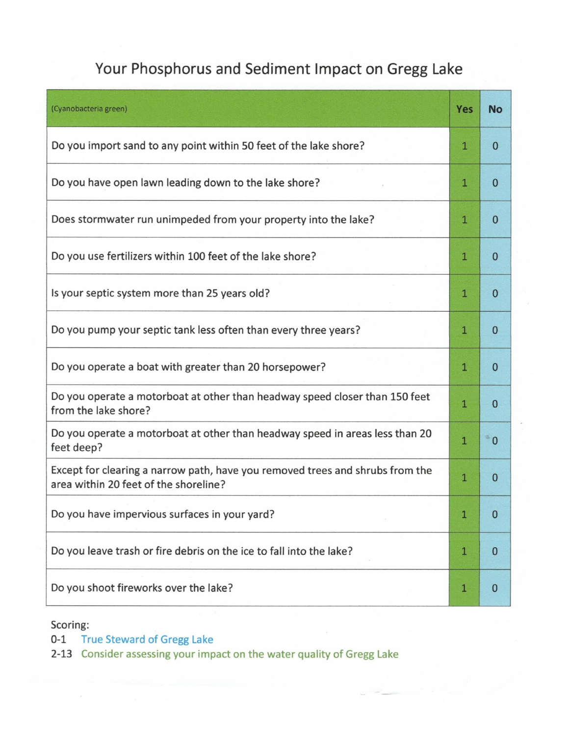# Your Phosphorus and Sediment Impact on Gregg Lake

| (Cyanobacteria green) | Yes | No |
|---|---|---|
| Do you import sand to any point within 50 feet of the lake shore? | 1 | 0 |
| Do you have open lawn leading down to the lake shore? | 1 | 0 |
| Does stormwater run unimpeded from your property into the lake? | 1 | 0 |
| Do you use fertilizers within 100 feet of the lake shore? | 1 | 0 |
| Is your septic system more than 25 years old? | 1 | 0 |
| Do you pump your septic tank less often than every three years? | 1 | 0 |
| Do you operate a boat with greater than 20 horsepower? | 1 | 0 |
| Do you operate a motorboat at other than headway speed closer than 150 feet from the lake shore? | 1 | 0 |
| Do you operate a motorboat at other than headway speed in areas less than 20 feet deep? | 1 | 0 |
| Except for clearing a narrow path, have you removed trees and shrubs from the area within 20 feet of the shoreline? | 1 | 0 |
| Do you have impervious surfaces in your yard? | 1 | 0 |
| Do you leave trash or fire debris on the ice to fall into the lake? | 1 | 0 |
| Do you shoot fireworks over the lake? | 1 | 0 |

Scoring:

0-1 True Steward of Gregg Lake

2-13 Consider assessing your impact on the water quality of Gregg Lake